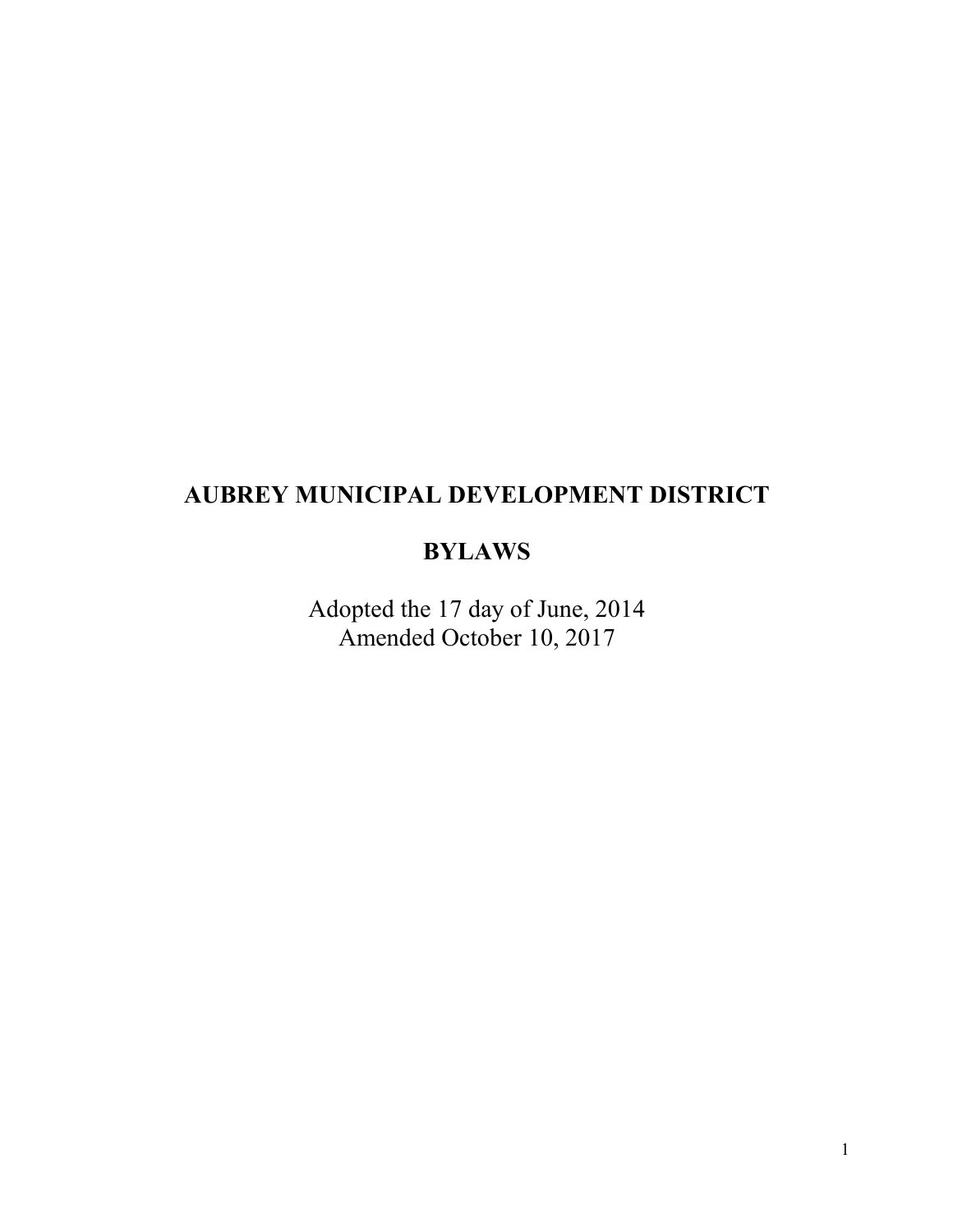# AUBREY MUNICIPAL DEVELOPMENT DISTRICT

# BYLAWS

Adopted the 17 day of June, 2014
Amended October 10, 2017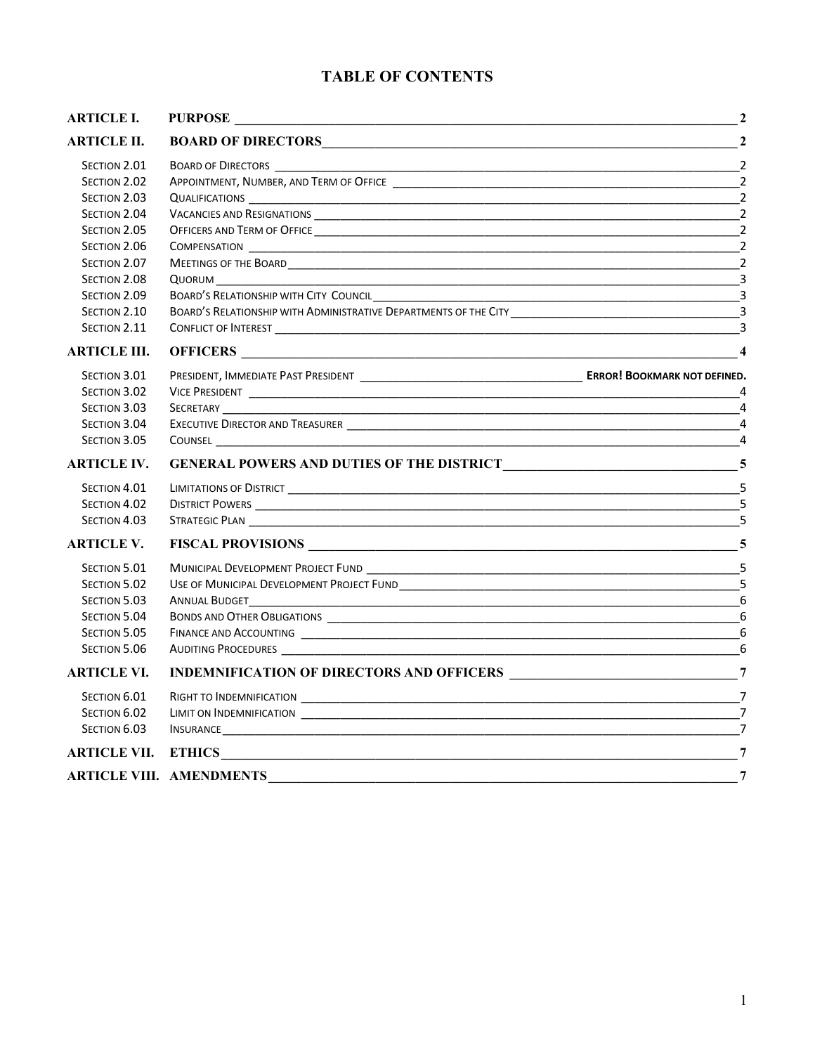# TABLE OF CONTENTS

| | | |
|---|---|---|
| **ARTICLE I.** | **PURPOSE** | **2** |
| **ARTICLE II.** | **BOARD OF DIRECTORS** | **2** |
| Section 2.01 | Board of Directors | 2 |
| Section 2.02 | Appointment, Number, and Term of Office | 2 |
| Section 2.03 | Qualifications | 2 |
| Section 2.04 | Vacancies and Resignations | 2 |
| Section 2.05 | Officers and Term of Office | 2 |
| Section 2.06 | Compensation | 2 |
| Section 2.07 | Meetings of the Board | 2 |
| Section 2.08 | Quorum | 3 |
| Section 2.09 | Board's Relationship with City Council | 3 |
| Section 2.10 | Board's Relationship with Administrative Departments of the City | 3 |
| Section 2.11 | Conflict of Interest | 3 |
| **ARTICLE III.** | **OFFICERS** | **4** |
| Section 3.01 | President, Immediate Past President | **Error! Bookmark not defined.** |
| Section 3.02 | Vice President | 4 |
| Section 3.03 | Secretary | 4 |
| Section 3.04 | Executive Director and Treasurer | 4 |
| Section 3.05 | Counsel | 4 |
| **ARTICLE IV.** | **GENERAL POWERS AND DUTIES OF THE DISTRICT** | **5** |
| Section 4.01 | Limitations of District | 5 |
| Section 4.02 | District Powers | 5 |
| Section 4.03 | Strategic Plan | 5 |
| **ARTICLE V.** | **FISCAL PROVISIONS** | **5** |
| Section 5.01 | Municipal Development Project Fund | 5 |
| Section 5.02 | Use of Municipal Development Project Fund | 5 |
| Section 5.03 | Annual Budget | 6 |
| Section 5.04 | Bonds and Other Obligations | 6 |
| Section 5.05 | Finance and Accounting | 6 |
| Section 5.06 | Auditing Procedures | 6 |
| **ARTICLE VI.** | **INDEMNIFICATION OF DIRECTORS AND OFFICERS** | **7** |
| Section 6.01 | Right to Indemnification | 7 |
| Section 6.02 | Limit on Indemnification | 7 |
| Section 6.03 | Insurance | 7 |
| **ARTICLE VII.** | **ETHICS** | **7** |
| **ARTICLE VIII.** | **AMENDMENTS** | **7** |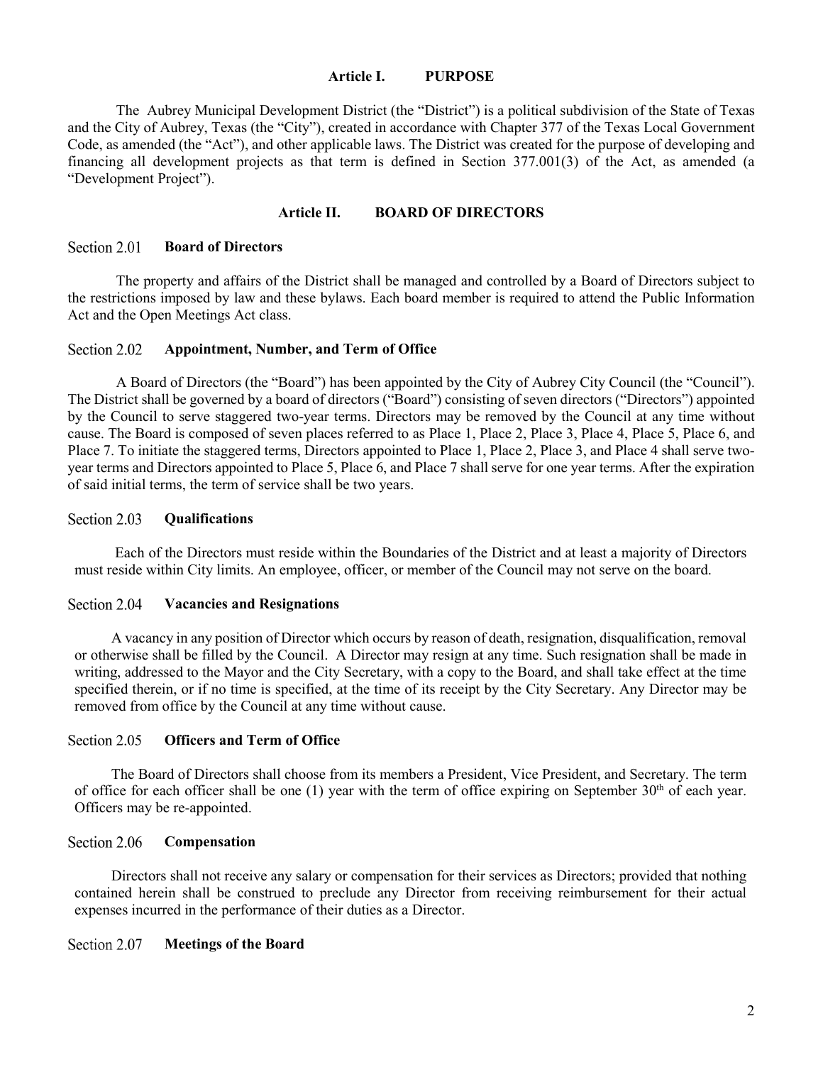## Article I. PURPOSE

The Aubrey Municipal Development District (the "District") is a political subdivision of the State of Texas and the City of Aubrey, Texas (the "City"), created in accordance with Chapter 377 of the Texas Local Government Code, as amended (the "Act"), and other applicable laws. The District was created for the purpose of developing and financing all development projects as that term is defined in Section 377.001(3) of the Act, as amended (a "Development Project").

## Article II. BOARD OF DIRECTORS

### Section 2.01 Board of Directors

The property and affairs of the District shall be managed and controlled by a Board of Directors subject to the restrictions imposed by law and these bylaws. Each board member is required to attend the Public Information Act and the Open Meetings Act class.

### Section 2.02 Appointment, Number, and Term of Office

A Board of Directors (the "Board") has been appointed by the City of Aubrey City Council (the "Council"). The District shall be governed by a board of directors ("Board") consisting of seven directors ("Directors") appointed by the Council to serve staggered two-year terms. Directors may be removed by the Council at any time without cause. The Board is composed of seven places referred to as Place 1, Place 2, Place 3, Place 4, Place 5, Place 6, and Place 7. To initiate the staggered terms, Directors appointed to Place 1, Place 2, Place 3, and Place 4 shall serve two-year terms and Directors appointed to Place 5, Place 6, and Place 7 shall serve for one year terms. After the expiration of said initial terms, the term of service shall be two years.

### Section 2.03 Qualifications

Each of the Directors must reside within the Boundaries of the District and at least a majority of Directors must reside within City limits. An employee, officer, or member of the Council may not serve on the board.

### Section 2.04 Vacancies and Resignations

A vacancy in any position of Director which occurs by reason of death, resignation, disqualification, removal or otherwise shall be filled by the Council. A Director may resign at any time. Such resignation shall be made in writing, addressed to the Mayor and the City Secretary, with a copy to the Board, and shall take effect at the time specified therein, or if no time is specified, at the time of its receipt by the City Secretary. Any Director may be removed from office by the Council at any time without cause.

### Section 2.05 Officers and Term of Office

The Board of Directors shall choose from its members a President, Vice President, and Secretary. The term of office for each officer shall be one (1) year with the term of office expiring on September 30th of each year. Officers may be re-appointed.

### Section 2.06 Compensation

Directors shall not receive any salary or compensation for their services as Directors; provided that nothing contained herein shall be construed to preclude any Director from receiving reimbursement for their actual expenses incurred in the performance of their duties as a Director.

### Section 2.07 Meetings of the Board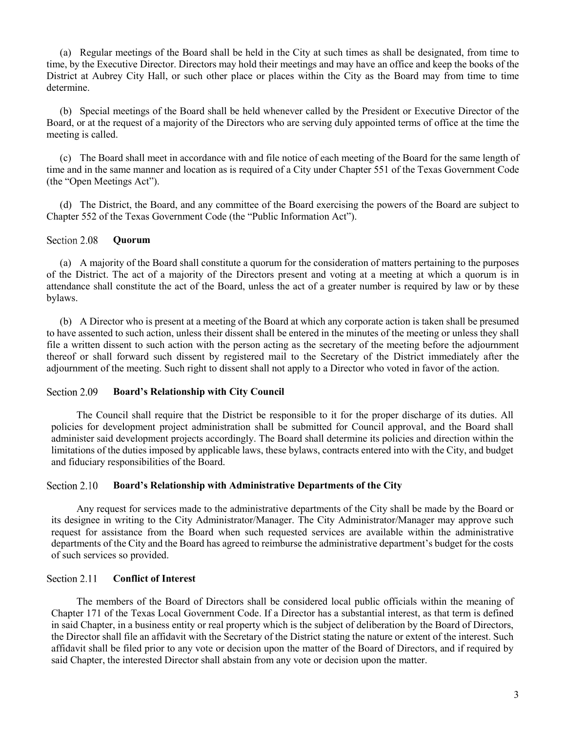(a) Regular meetings of the Board shall be held in the City at such times as shall be designated, from time to time, by the Executive Director. Directors may hold their meetings and may have an office and keep the books of the District at Aubrey City Hall, or such other place or places within the City as the Board may from time to time determine.

(b) Special meetings of the Board shall be held whenever called by the President or Executive Director of the Board, or at the request of a majority of the Directors who are serving duly appointed terms of office at the time the meeting is called.

(c) The Board shall meet in accordance with and file notice of each meeting of the Board for the same length of time and in the same manner and location as is required of a City under Chapter 551 of the Texas Government Code (the "Open Meetings Act").

(d) The District, the Board, and any committee of the Board exercising the powers of the Board are subject to Chapter 552 of the Texas Government Code (the "Public Information Act").

### Section 2.08 **Quorum**

(a) A majority of the Board shall constitute a quorum for the consideration of matters pertaining to the purposes of the District. The act of a majority of the Directors present and voting at a meeting at which a quorum is in attendance shall constitute the act of the Board, unless the act of a greater number is required by law or by these bylaws.

(b) A Director who is present at a meeting of the Board at which any corporate action is taken shall be presumed to have assented to such action, unless their dissent shall be entered in the minutes of the meeting or unless they shall file a written dissent to such action with the person acting as the secretary of the meeting before the adjournment thereof or shall forward such dissent by registered mail to the Secretary of the District immediately after the adjournment of the meeting. Such right to dissent shall not apply to a Director who voted in favor of the action.

### Section 2.09 **Board's Relationship with City Council**

The Council shall require that the District be responsible to it for the proper discharge of its duties. All policies for development project administration shall be submitted for Council approval, and the Board shall administer said development projects accordingly. The Board shall determine its policies and direction within the limitations of the duties imposed by applicable laws, these bylaws, contracts entered into with the City, and budget and fiduciary responsibilities of the Board.

### Section 2.10 **Board's Relationship with Administrative Departments of the City**

Any request for services made to the administrative departments of the City shall be made by the Board or its designee in writing to the City Administrator/Manager. The City Administrator/Manager may approve such request for assistance from the Board when such requested services are available within the administrative departments of the City and the Board has agreed to reimburse the administrative department's budget for the costs of such services so provided.

### Section 2.11 **Conflict of Interest**

The members of the Board of Directors shall be considered local public officials within the meaning of Chapter 171 of the Texas Local Government Code. If a Director has a substantial interest, as that term is defined in said Chapter, in a business entity or real property which is the subject of deliberation by the Board of Directors, the Director shall file an affidavit with the Secretary of the District stating the nature or extent of the interest. Such affidavit shall be filed prior to any vote or decision upon the matter of the Board of Directors, and if required by said Chapter, the interested Director shall abstain from any vote or decision upon the matter.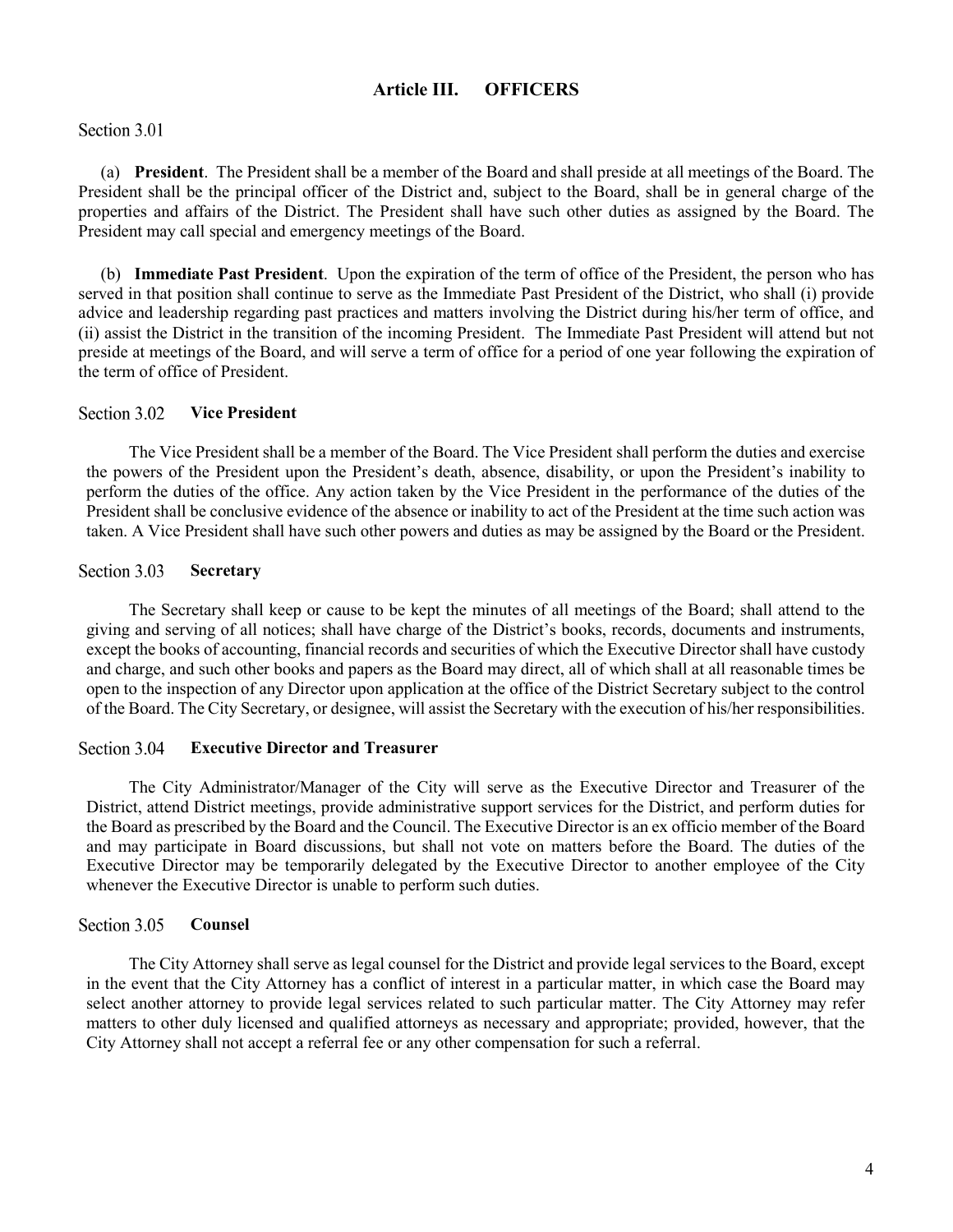## Article III. OFFICERS

### Section 3.01

(a) **President**. The President shall be a member of the Board and shall preside at all meetings of the Board. The President shall be the principal officer of the District and, subject to the Board, shall be in general charge of the properties and affairs of the District. The President shall have such other duties as assigned by the Board. The President may call special and emergency meetings of the Board.

(b) **Immediate Past President**. Upon the expiration of the term of office of the President, the person who has served in that position shall continue to serve as the Immediate Past President of the District, who shall (i) provide advice and leadership regarding past practices and matters involving the District during his/her term of office, and (ii) assist the District in the transition of the incoming President. The Immediate Past President will attend but not preside at meetings of the Board, and will serve a term of office for a period of one year following the expiration of the term of office of President.

### Section 3.02 **Vice President**

The Vice President shall be a member of the Board. The Vice President shall perform the duties and exercise the powers of the President upon the President's death, absence, disability, or upon the President's inability to perform the duties of the office. Any action taken by the Vice President in the performance of the duties of the President shall be conclusive evidence of the absence or inability to act of the President at the time such action was taken. A Vice President shall have such other powers and duties as may be assigned by the Board or the President.

### Section 3.03 **Secretary**

The Secretary shall keep or cause to be kept the minutes of all meetings of the Board; shall attend to the giving and serving of all notices; shall have charge of the District's books, records, documents and instruments, except the books of accounting, financial records and securities of which the Executive Director shall have custody and charge, and such other books and papers as the Board may direct, all of which shall at all reasonable times be open to the inspection of any Director upon application at the office of the District Secretary subject to the control of the Board. The City Secretary, or designee, will assist the Secretary with the execution of his/her responsibilities.

### Section 3.04 **Executive Director and Treasurer**

The City Administrator/Manager of the City will serve as the Executive Director and Treasurer of the District, attend District meetings, provide administrative support services for the District, and perform duties for the Board as prescribed by the Board and the Council. The Executive Director is an ex officio member of the Board and may participate in Board discussions, but shall not vote on matters before the Board. The duties of the Executive Director may be temporarily delegated by the Executive Director to another employee of the City whenever the Executive Director is unable to perform such duties.

### Section 3.05 **Counsel**

The City Attorney shall serve as legal counsel for the District and provide legal services to the Board, except in the event that the City Attorney has a conflict of interest in a particular matter, in which case the Board may select another attorney to provide legal services related to such particular matter. The City Attorney may refer matters to other duly licensed and qualified attorneys as necessary and appropriate; provided, however, that the City Attorney shall not accept a referral fee or any other compensation for such a referral.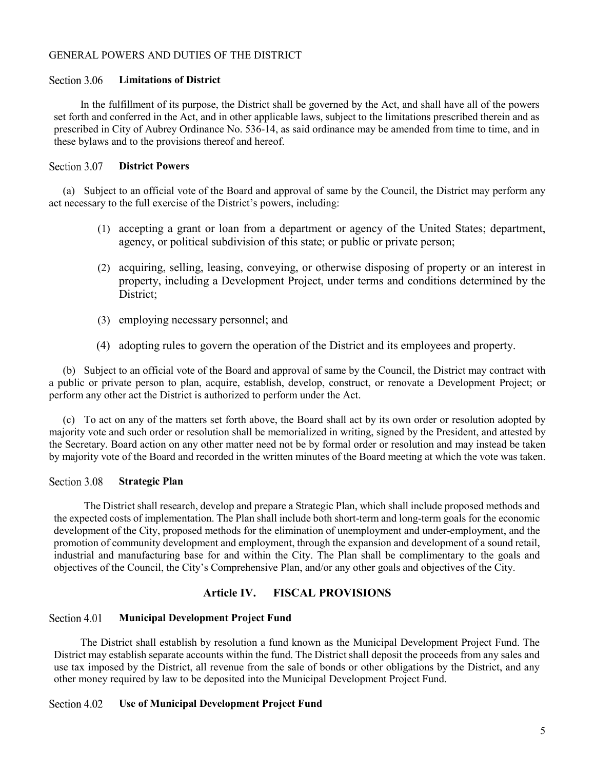GENERAL POWERS AND DUTIES OF THE DISTRICT

### Section 3.06 **Limitations of District**

In the fulfillment of its purpose, the District shall be governed by the Act, and shall have all of the powers set forth and conferred in the Act, and in other applicable laws, subject to the limitations prescribed therein and as prescribed in City of Aubrey Ordinance No. 536-14, as said ordinance may be amended from time to time, and in these bylaws and to the provisions thereof and hereof.

### Section 3.07 **District Powers**

(a) Subject to an official vote of the Board and approval of same by the Council, the District may perform any act necessary to the full exercise of the District's powers, including:

(1) accepting a grant or loan from a department or agency of the United States; department, agency, or political subdivision of this state; or public or private person;

(2) acquiring, selling, leasing, conveying, or otherwise disposing of property or an interest in property, including a Development Project, under terms and conditions determined by the District;

(3) employing necessary personnel; and

(4) adopting rules to govern the operation of the District and its employees and property.

(b) Subject to an official vote of the Board and approval of same by the Council, the District may contract with a public or private person to plan, acquire, establish, develop, construct, or renovate a Development Project; or perform any other act the District is authorized to perform under the Act.

(c) To act on any of the matters set forth above, the Board shall act by its own order or resolution adopted by majority vote and such order or resolution shall be memorialized in writing, signed by the President, and attested by the Secretary. Board action on any other matter need not be by formal order or resolution and may instead be taken by majority vote of the Board and recorded in the written minutes of the Board meeting at which the vote was taken.

### Section 3.08 **Strategic Plan**

The District shall research, develop and prepare a Strategic Plan, which shall include proposed methods and the expected costs of implementation. The Plan shall include both short-term and long-term goals for the economic development of the City, proposed methods for the elimination of unemployment and under-employment, and the promotion of community development and employment, through the expansion and development of a sound retail, industrial and manufacturing base for and within the City. The Plan shall be complimentary to the goals and objectives of the Council, the City's Comprehensive Plan, and/or any other goals and objectives of the City.

## Article IV. FISCAL PROVISIONS

### Section 4.01 **Municipal Development Project Fund**

The District shall establish by resolution a fund known as the Municipal Development Project Fund. The District may establish separate accounts within the fund. The District shall deposit the proceeds from any sales and use tax imposed by the District, all revenue from the sale of bonds or other obligations by the District, and any other money required by law to be deposited into the Municipal Development Project Fund.

### Section 4.02 **Use of Municipal Development Project Fund**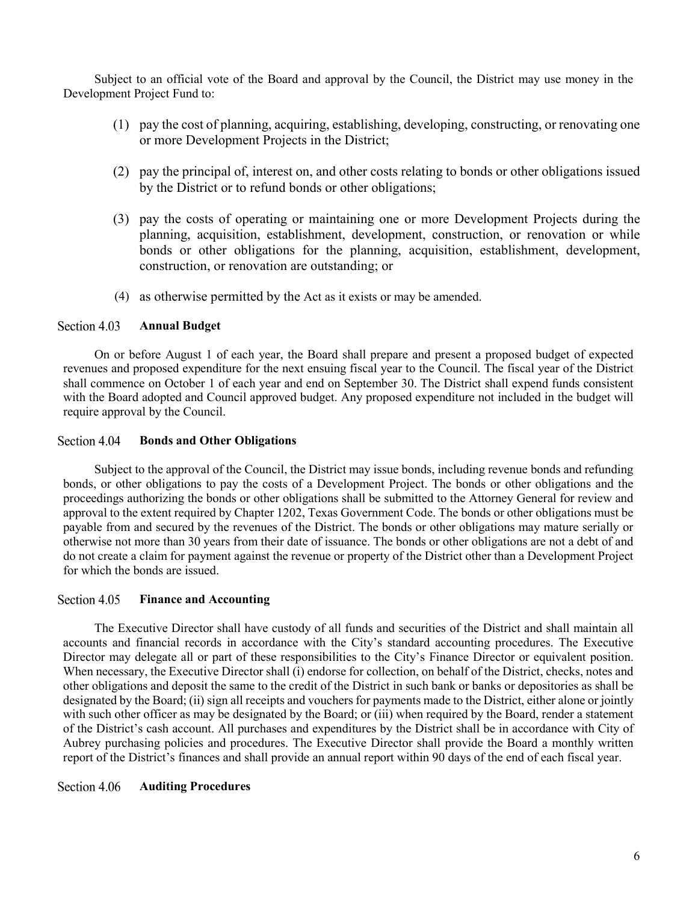Subject to an official vote of the Board and approval by the Council, the District may use money in the Development Project Fund to:

(1) pay the cost of planning, acquiring, establishing, developing, constructing, or renovating one or more Development Projects in the District;

(2) pay the principal of, interest on, and other costs relating to bonds or other obligations issued by the District or to refund bonds or other obligations;

(3) pay the costs of operating or maintaining one or more Development Projects during the planning, acquisition, establishment, development, construction, or renovation or while bonds or other obligations for the planning, acquisition, establishment, development, construction, or renovation are outstanding; or

(4) as otherwise permitted by the Act as it exists or may be amended.

### Section 4.03 **Annual Budget**

On or before August 1 of each year, the Board shall prepare and present a proposed budget of expected revenues and proposed expenditure for the next ensuing fiscal year to the Council. The fiscal year of the District shall commence on October 1 of each year and end on September 30. The District shall expend funds consistent with the Board adopted and Council approved budget. Any proposed expenditure not included in the budget will require approval by the Council.

### Section 4.04 **Bonds and Other Obligations**

Subject to the approval of the Council, the District may issue bonds, including revenue bonds and refunding bonds, or other obligations to pay the costs of a Development Project. The bonds or other obligations and the proceedings authorizing the bonds or other obligations shall be submitted to the Attorney General for review and approval to the extent required by Chapter 1202, Texas Government Code. The bonds or other obligations must be payable from and secured by the revenues of the District. The bonds or other obligations may mature serially or otherwise not more than 30 years from their date of issuance. The bonds or other obligations are not a debt of and do not create a claim for payment against the revenue or property of the District other than a Development Project for which the bonds are issued.

### Section 4.05 **Finance and Accounting**

The Executive Director shall have custody of all funds and securities of the District and shall maintain all accounts and financial records in accordance with the City's standard accounting procedures. The Executive Director may delegate all or part of these responsibilities to the City's Finance Director or equivalent position. When necessary, the Executive Director shall (i) endorse for collection, on behalf of the District, checks, notes and other obligations and deposit the same to the credit of the District in such bank or banks or depositories as shall be designated by the Board; (ii) sign all receipts and vouchers for payments made to the District, either alone or jointly with such other officer as may be designated by the Board; or (iii) when required by the Board, render a statement of the District's cash account. All purchases and expenditures by the District shall be in accordance with City of Aubrey purchasing policies and procedures. The Executive Director shall provide the Board a monthly written report of the District's finances and shall provide an annual report within 90 days of the end of each fiscal year.

### Section 4.06 **Auditing Procedures**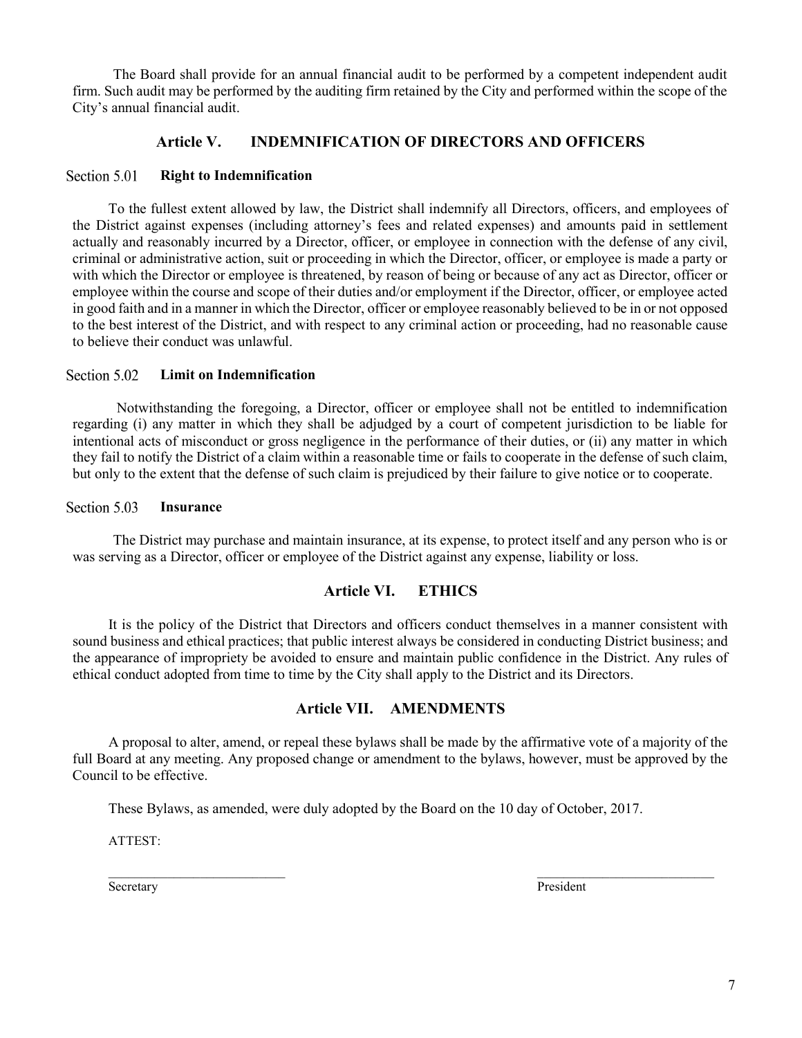The Board shall provide for an annual financial audit to be performed by a competent independent audit firm. Such audit may be performed by the auditing firm retained by the City and performed within the scope of the City's annual financial audit.

## Article V. INDEMNIFICATION OF DIRECTORS AND OFFICERS

### Section 5.01 Right to Indemnification

To the fullest extent allowed by law, the District shall indemnify all Directors, officers, and employees of the District against expenses (including attorney's fees and related expenses) and amounts paid in settlement actually and reasonably incurred by a Director, officer, or employee in connection with the defense of any civil, criminal or administrative action, suit or proceeding in which the Director, officer, or employee is made a party or with which the Director or employee is threatened, by reason of being or because of any act as Director, officer or employee within the course and scope of their duties and/or employment if the Director, officer, or employee acted in good faith and in a manner in which the Director, officer or employee reasonably believed to be in or not opposed to the best interest of the District, and with respect to any criminal action or proceeding, had no reasonable cause to believe their conduct was unlawful.

### Section 5.02 Limit on Indemnification

Notwithstanding the foregoing, a Director, officer or employee shall not be entitled to indemnification regarding (i) any matter in which they shall be adjudged by a court of competent jurisdiction to be liable for intentional acts of misconduct or gross negligence in the performance of their duties, or (ii) any matter in which they fail to notify the District of a claim within a reasonable time or fails to cooperate in the defense of such claim, but only to the extent that the defense of such claim is prejudiced by their failure to give notice or to cooperate.

### Section 5.03 Insurance

The District may purchase and maintain insurance, at its expense, to protect itself and any person who is or was serving as a Director, officer or employee of the District against any expense, liability or loss.

## Article VI. ETHICS

It is the policy of the District that Directors and officers conduct themselves in a manner consistent with sound business and ethical practices; that public interest always be considered in conducting District business; and the appearance of impropriety be avoided to ensure and maintain public confidence in the District. Any rules of ethical conduct adopted from time to time by the City shall apply to the District and its Directors.

## Article VII. AMENDMENTS

A proposal to alter, amend, or repeal these bylaws shall be made by the affirmative vote of a majority of the full Board at any meeting. Any proposed change or amendment to the bylaws, however, must be approved by the Council to be effective.

These Bylaws, as amended, were duly adopted by the Board on the 10 day of October, 2017.

ATTEST:

\_\_\_\_\_\_\_\_\_\_\_\_\_\_\_\_\_\_\_\_\_\_\_\_\_\_\_
Secretary

\_\_\_\_\_\_\_\_\_\_\_\_\_\_\_\_\_\_\_\_\_\_\_\_\_\_\_
President